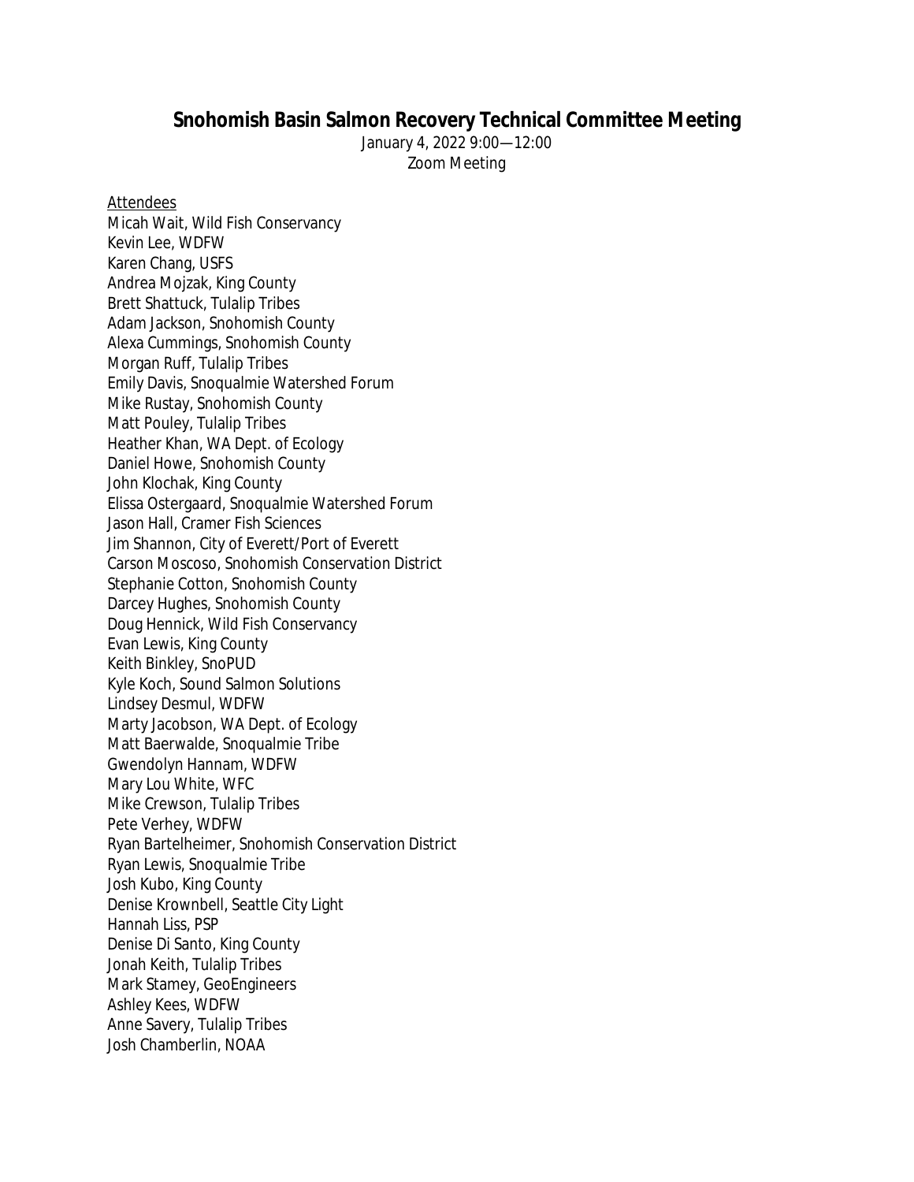# Snohomish Basin Salmon Recovery Technical Committee Meeting

January 4, 2022 9:00—12:00
Zoom Meeting

Attendees

Micah Wait, Wild Fish Conservancy
Kevin Lee, WDFW
Karen Chang, USFS
Andrea Mojzak, King County
Brett Shattuck, Tulalip Tribes
Adam Jackson, Snohomish County
Alexa Cummings, Snohomish County
Morgan Ruff, Tulalip Tribes
Emily Davis, Snoqualmie Watershed Forum
Mike Rustay, Snohomish County
Matt Pouley, Tulalip Tribes
Heather Khan, WA Dept. of Ecology
Daniel Howe, Snohomish County
John Klochak, King County
Elissa Ostergaard, Snoqualmie Watershed Forum
Jason Hall, Cramer Fish Sciences
Jim Shannon, City of Everett/Port of Everett
Carson Moscoso, Snohomish Conservation District
Stephanie Cotton, Snohomish County
Darcey Hughes, Snohomish County
Doug Hennick, Wild Fish Conservancy
Evan Lewis, King County
Keith Binkley, SnoPUD
Kyle Koch, Sound Salmon Solutions
Lindsey Desmul, WDFW
Marty Jacobson, WA Dept. of Ecology
Matt Baerwalde, Snoqualmie Tribe
Gwendolyn Hannam, WDFW
Mary Lou White, WFC
Mike Crewson, Tulalip Tribes
Pete Verhey, WDFW
Ryan Bartelheimer, Snohomish Conservation District
Ryan Lewis, Snoqualmie Tribe
Josh Kubo, King County
Denise Krownbell, Seattle City Light
Hannah Liss, PSP
Denise Di Santo, King County
Jonah Keith, Tulalip Tribes
Mark Stamey, GeoEngineers
Ashley Kees, WDFW
Anne Savery, Tulalip Tribes
Josh Chamberlin, NOAA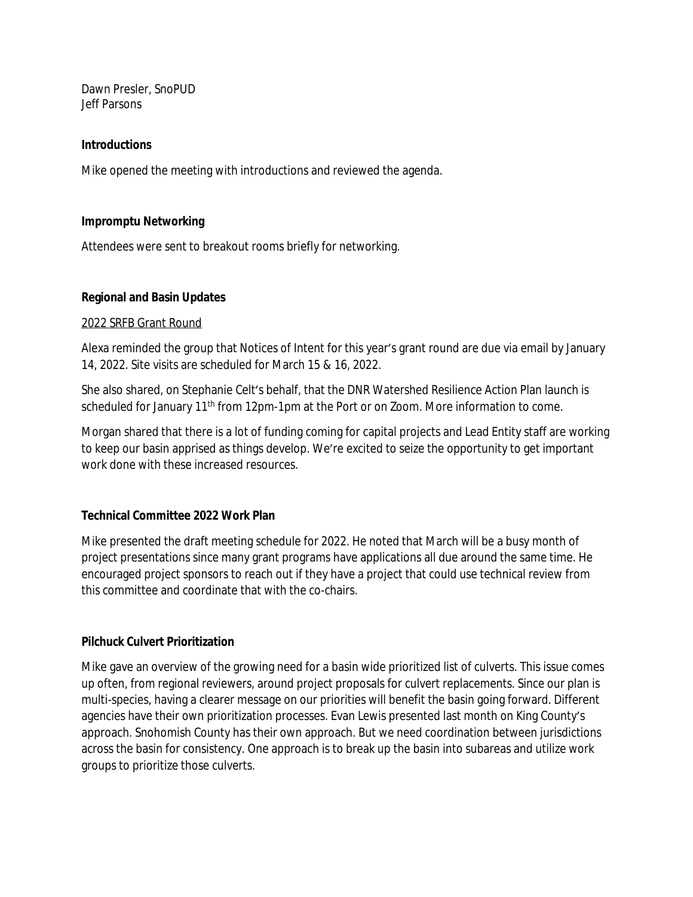Dawn Presler, SnoPUD
Jeff Parsons

**Introductions**

Mike opened the meeting with introductions and reviewed the agenda.

**Impromptu Networking**

Attendees were sent to breakout rooms briefly for networking.

**Regional and Basin Updates**

2022 SRFB Grant Round

Alexa reminded the group that Notices of Intent for this year's grant round are due via email by January 14, 2022. Site visits are scheduled for March 15 & 16, 2022.

She also shared, on Stephanie Celt's behalf, that the DNR Watershed Resilience Action Plan launch is scheduled for January 11th from 12pm-1pm at the Port or on Zoom. More information to come.

Morgan shared that there is a lot of funding coming for capital projects and Lead Entity staff are working to keep our basin apprised as things develop. We're excited to seize the opportunity to get important work done with these increased resources.

**Technical Committee 2022 Work Plan**

Mike presented the draft meeting schedule for 2022. He noted that March will be a busy month of project presentations since many grant programs have applications all due around the same time. He encouraged project sponsors to reach out if they have a project that could use technical review from this committee and coordinate that with the co-chairs.

**Pilchuck Culvert Prioritization**

Mike gave an overview of the growing need for a basin wide prioritized list of culverts. This issue comes up often, from regional reviewers, around project proposals for culvert replacements. Since our plan is multi-species, having a clearer message on our priorities will benefit the basin going forward. Different agencies have their own prioritization processes. Evan Lewis presented last month on King County's approach. Snohomish County has their own approach. But we need coordination between jurisdictions across the basin for consistency. One approach is to break up the basin into subareas and utilize work groups to prioritize those culverts.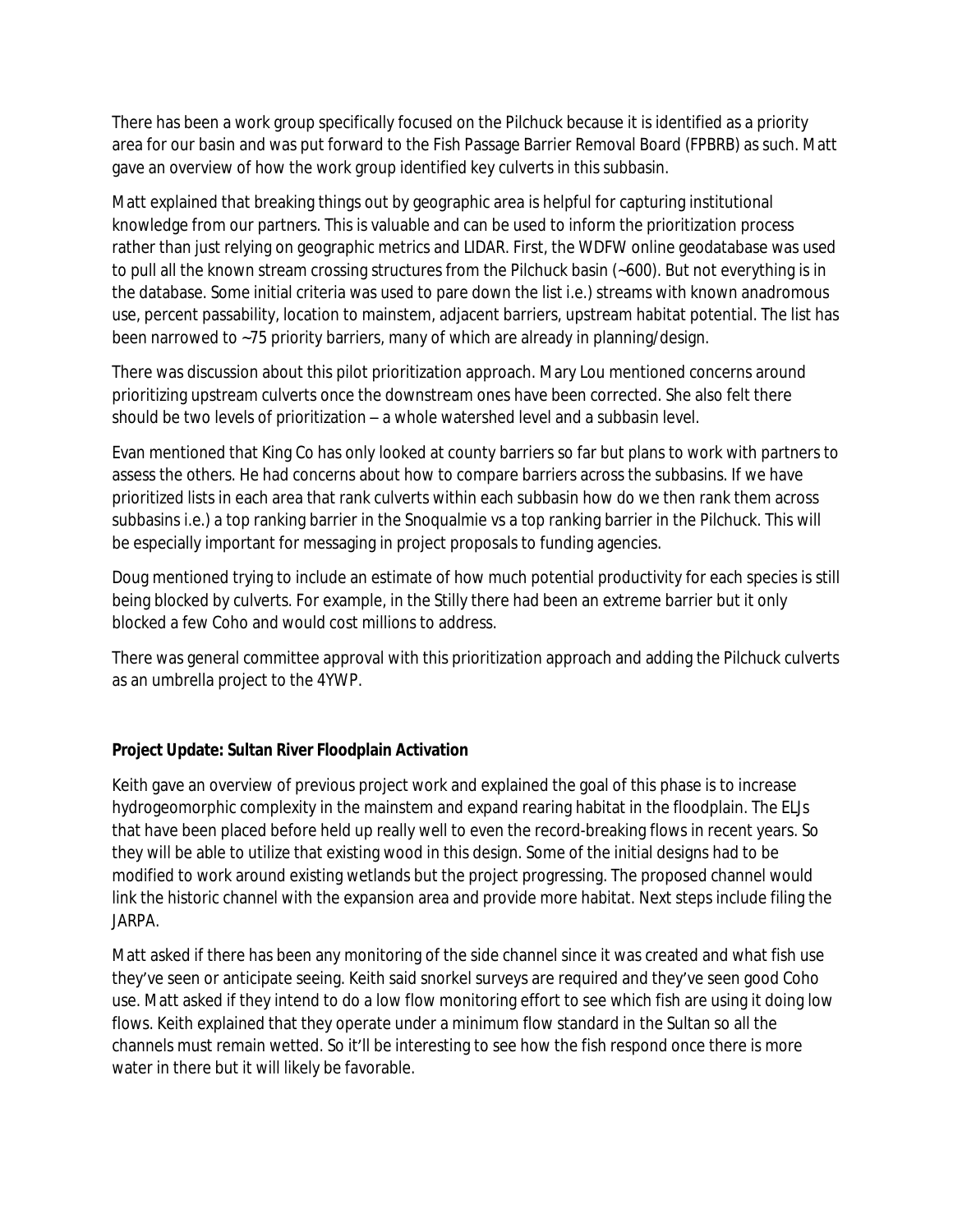There has been a work group specifically focused on the Pilchuck because it is identified as a priority area for our basin and was put forward to the Fish Passage Barrier Removal Board (FPBRB) as such. Matt gave an overview of how the work group identified key culverts in this subbasin.

Matt explained that breaking things out by geographic area is helpful for capturing institutional knowledge from our partners. This is valuable and can be used to inform the prioritization process rather than just relying on geographic metrics and LIDAR. First, the WDFW online geodatabase was used to pull all the known stream crossing structures from the Pilchuck basin (~600). But not everything is in the database. Some initial criteria was used to pare down the list i.e.) streams with known anadromous use, percent passability, location to mainstem, adjacent barriers, upstream habitat potential. The list has been narrowed to ~75 priority barriers, many of which are already in planning/design.

There was discussion about this pilot prioritization approach. Mary Lou mentioned concerns around prioritizing upstream culverts once the downstream ones have been corrected. She also felt there should be two levels of prioritization – a whole watershed level and a subbasin level.

Evan mentioned that King Co has only looked at county barriers so far but plans to work with partners to assess the others. He had concerns about how to compare barriers across the subbasins. If we have prioritized lists in each area that rank culverts within each subbasin how do we then rank them across subbasins i.e.) a top ranking barrier in the Snoqualmie vs a top ranking barrier in the Pilchuck. This will be especially important for messaging in project proposals to funding agencies.

Doug mentioned trying to include an estimate of how much potential productivity for each species is still being blocked by culverts. For example, in the Stilly there had been an extreme barrier but it only blocked a few Coho and would cost millions to address.

There was general committee approval with this prioritization approach and adding the Pilchuck culverts as an umbrella project to the 4YWP.

**Project Update: Sultan River Floodplain Activation**

Keith gave an overview of previous project work and explained the goal of this phase is to increase hydrogeomorphic complexity in the mainstem and expand rearing habitat in the floodplain. The ELJs that have been placed before held up really well to even the record-breaking flows in recent years. So they will be able to utilize that existing wood in this design. Some of the initial designs had to be modified to work around existing wetlands but the project progressing. The proposed channel would link the historic channel with the expansion area and provide more habitat. Next steps include filing the JARPA.

Matt asked if there has been any monitoring of the side channel since it was created and what fish use they've seen or anticipate seeing. Keith said snorkel surveys are required and they've seen good Coho use. Matt asked if they intend to do a low flow monitoring effort to see which fish are using it doing low flows. Keith explained that they operate under a minimum flow standard in the Sultan so all the channels must remain wetted. So it'll be interesting to see how the fish respond once there is more water in there but it will likely be favorable.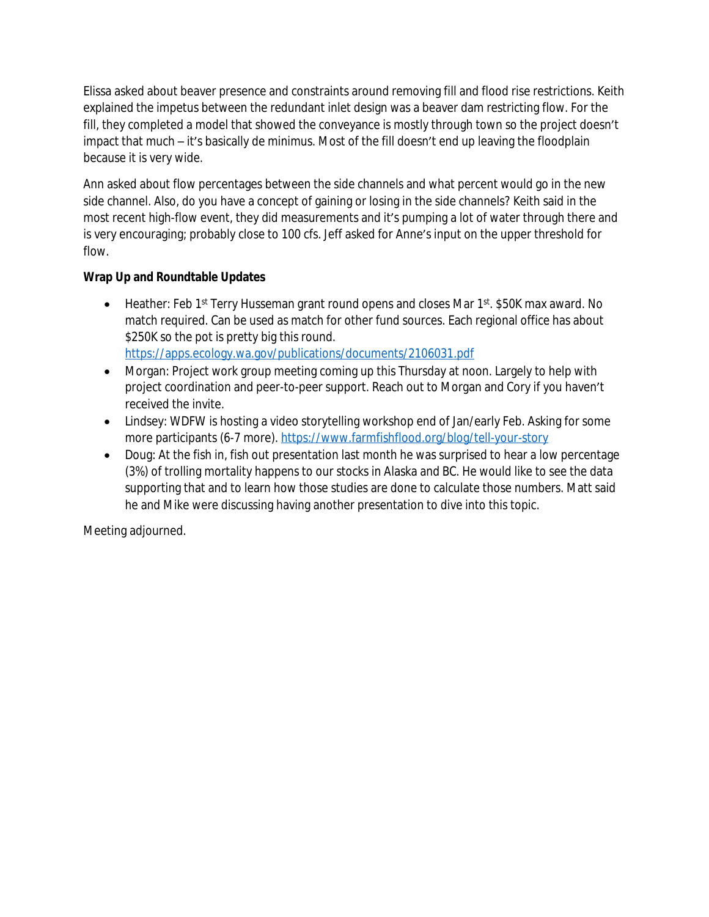Elissa asked about beaver presence and constraints around removing fill and flood rise restrictions. Keith explained the impetus between the redundant inlet design was a beaver dam restricting flow. For the fill, they completed a model that showed the conveyance is mostly through town so the project doesn't impact that much – it's basically de minimus. Most of the fill doesn't end up leaving the floodplain because it is very wide.

Ann asked about flow percentages between the side channels and what percent would go in the new side channel. Also, do you have a concept of gaining or losing in the side channels? Keith said in the most recent high-flow event, they did measurements and it's pumping a lot of water through there and is very encouraging; probably close to 100 cfs. Jeff asked for Anne's input on the upper threshold for flow.

**Wrap Up and Roundtable Updates**

- Heather: Feb 1st Terry Husseman grant round opens and closes Mar 1st. $50K max award. No match required. Can be used as match for other fund sources. Each regional office has about $250K so the pot is pretty big this round. https://apps.ecology.wa.gov/publications/documents/2106031.pdf
- Morgan: Project work group meeting coming up this Thursday at noon. Largely to help with project coordination and peer-to-peer support. Reach out to Morgan and Cory if you haven't received the invite.
- Lindsey: WDFW is hosting a video storytelling workshop end of Jan/early Feb. Asking for some more participants (6-7 more). https://www.farmfishflood.org/blog/tell-your-story
- Doug: At the fish in, fish out presentation last month he was surprised to hear a low percentage (3%) of trolling mortality happens to our stocks in Alaska and BC. He would like to see the data supporting that and to learn how those studies are done to calculate those numbers. Matt said he and Mike were discussing having another presentation to dive into this topic.

Meeting adjourned.